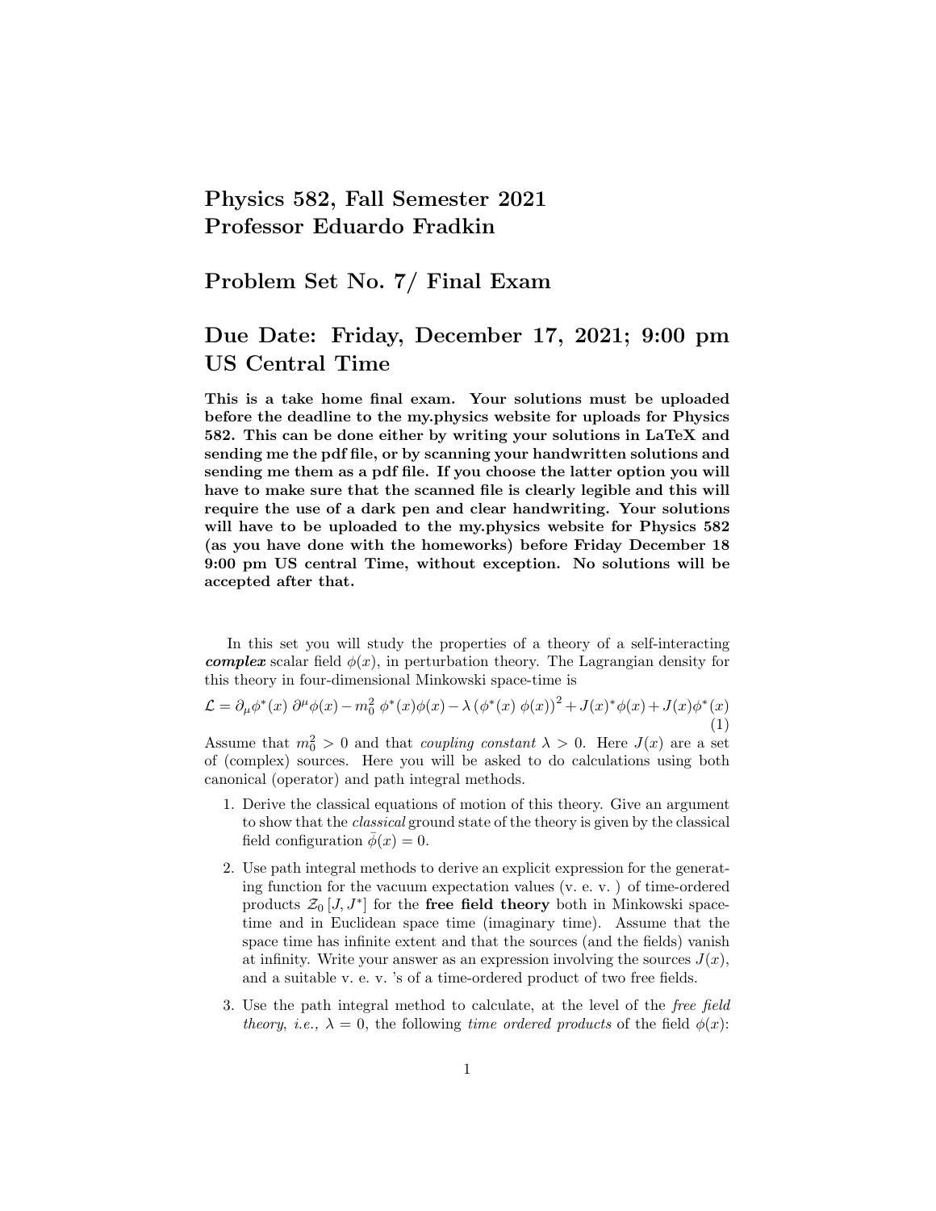# Physics 582, Fall Semester 2021
# Professor Eduardo Fradkin

## Problem Set No. 7/ Final Exam

## Due Date: Friday, December 17, 2021; 9:00 pm US Central Time

**This is a take home final exam. Your solutions must be uploaded before the deadline to the my.physics website for uploads for Physics 582. This can be done either by writing your solutions in LaTeX and sending me the pdf file, or by scanning your handwritten solutions and sending me them as a pdf file. If you choose the latter option you will have to make sure that the scanned file is clearly legible and this will require the use of a dark pen and clear handwriting. Your solutions will have to be uploaded to the my.physics website for Physics 582 (as you have done with the homeworks) before Friday December 18 9:00 pm US central Time, without exception. No solutions will be accepted after that.**

In this set you will study the properties of a theory of a self-interacting ***complex*** scalar field $\phi(x)$, in perturbation theory. The Lagrangian density for this theory in four-dimensional Minkowski space-time is

$$\mathcal{L} = \partial_\mu \phi^*(x)\, \partial^\mu \phi(x) - m_0^2\, \phi^*(x)\phi(x) - \lambda\left(\phi^*(x)\, \phi(x)\right)^2 + J(x)^* \phi(x) + J(x)\phi^*(x) \tag{1}$$

Assume that $m_0^2 > 0$ and that *coupling constant* $\lambda > 0$. Here $J(x)$ are a set of (complex) sources. Here you will be asked to do calculations using both canonical (operator) and path integral methods.

1. Derive the classical equations of motion of this theory. Give an argument to show that the *classical* ground state of the theory is given by the classical field configuration $\bar{\phi}(x) = 0$.

2. Use path integral methods to derive an explicit expression for the generating function for the vacuum expectation values (v. e. v. ) of time-ordered products $\mathcal{Z}_0\left[J, J^*\right]$ for the **free field theory** both in Minkowski space-time and in Euclidean space time (imaginary time). Assume that the space time has infinite extent and that the sources (and the fields) vanish at infinity. Write your answer as an expression involving the sources $J(x)$, and a suitable v. e. v. 's of a time-ordered product of two free fields.

3. Use the path integral method to calculate, at the level of the *free field theory*, *i.e.,* $\lambda = 0$, the following *time ordered products* of the field $\phi(x)$: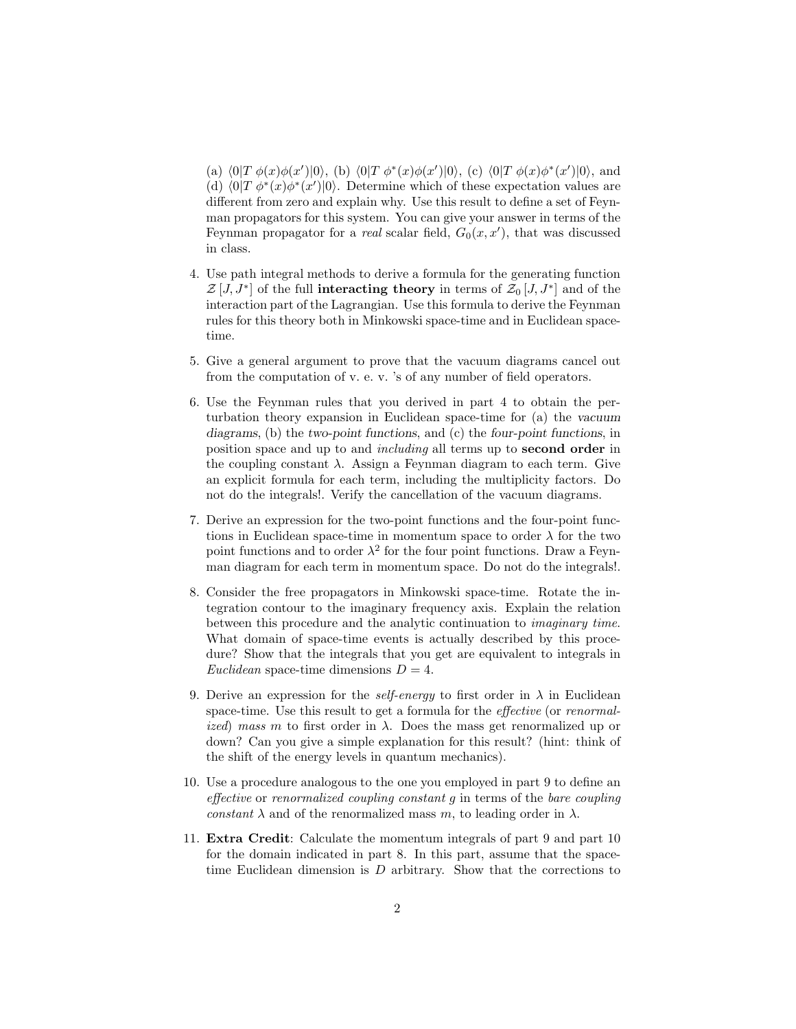(a) $\langle 0|T\ \phi(x)\phi(x')|0\rangle$, (b) $\langle 0|T\ \phi^*(x)\phi(x')|0\rangle$, (c) $\langle 0|T\ \phi(x)\phi^*(x')|0\rangle$, and (d) $\langle 0|T\ \phi^*(x)\phi^*(x')|0\rangle$. Determine which of these expectation values are different from zero and explain why. Use this result to define a set of Feynman propagators for this system. You can give your answer in terms of the Feynman propagator for a *real* scalar field, $G_0(x, x')$, that was discussed in class.

4. Use path integral methods to derive a formula for the generating function $\mathcal{Z}[J, J^*]$ of the full **interacting theory** in terms of $\mathcal{Z}_0[J, J^*]$ and of the interaction part of the Lagrangian. Use this formula to derive the Feynman rules for this theory both in Minkowski space-time and in Euclidean space-time.

5. Give a general argument to prove that the vacuum diagrams cancel out from the computation of v. e. v. 's of any number of field operators.

6. Use the Feynman rules that you derived in part 4 to obtain the perturbation theory expansion in Euclidean space-time for (a) the *vacuum diagrams*, (b) the *two-point functions*, and (c) the *four-point functions*, in position space and up to and *including* all terms up to **second order** in the coupling constant $\lambda$. Assign a Feynman diagram to each term. Give an explicit formula for each term, including the multiplicity factors. Do not do the integrals!. Verify the cancellation of the vacuum diagrams.

7. Derive an expression for the two-point functions and the four-point functions in Euclidean space-time in momentum space to order $\lambda$ for the two point functions and to order $\lambda^2$ for the four point functions. Draw a Feynman diagram for each term in momentum space. Do not do the integrals!.

8. Consider the free propagators in Minkowski space-time. Rotate the integration contour to the imaginary frequency axis. Explain the relation between this procedure and the analytic continuation to *imaginary time*. What domain of space-time events is actually described by this procedure? Show that the integrals that you get are equivalent to integrals in *Euclidean* space-time dimensions $D = 4$.

9. Derive an expression for the *self-energy* to first order in $\lambda$ in Euclidean space-time. Use this result to get a formula for the *effective* (or *renormalized*) *mass* $m$ to first order in $\lambda$. Does the mass get renormalized up or down? Can you give a simple explanation for this result? (hint: think of the shift of the energy levels in quantum mechanics).

10. Use a procedure analogous to the one you employed in part 9 to define an *effective* or *renormalized coupling constant* $g$ in terms of the *bare coupling constant* $\lambda$ and of the renormalized mass $m$, to leading order in $\lambda$.

11. **Extra Credit**: Calculate the momentum integrals of part 9 and part 10 for the domain indicated in part 8. In this part, assume that the space-time Euclidean dimension is $D$ arbitrary. Show that the corrections to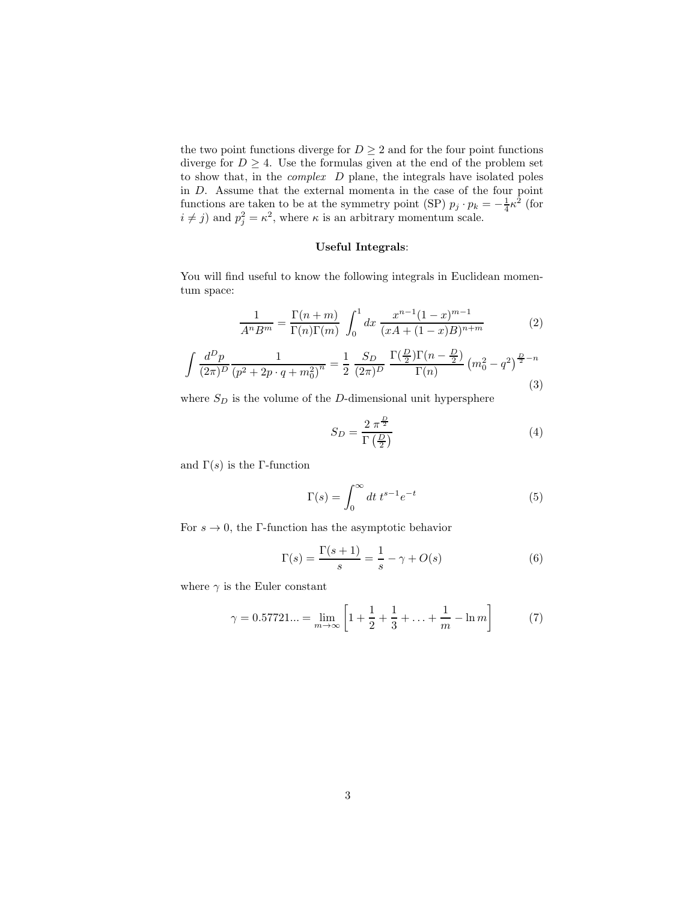the two point functions diverge for $D \geq 2$ and for the four point functions diverge for $D \geq 4$. Use the formulas given at the end of the problem set to show that, in the *complex* $D$ plane, the integrals have isolated poles in $D$. Assume that the external momenta in the case of the four point functions are taken to be at the symmetry point (SP) $p_j \cdot p_k = -\frac{1}{4}\kappa^2$ (for $i \neq j$) and $p_j^2 = \kappa^2$, where $\kappa$ is an arbitrary momentum scale.

**Useful Integrals**:

You will find useful to know the following integrals in Euclidean momentum space:

$$
\frac{1}{A^n B^m} = \frac{\Gamma(n+m)}{\Gamma(n)\Gamma(m)} \int_0^1 dx \; \frac{x^{n-1}(1-x)^{m-1}}{(xA + (1-x)B)^{n+m}} \tag{2}
$$

$$
\int \frac{d^D p}{(2\pi)^D} \frac{1}{(p^2 + 2p\cdot q + m_0^2)^n} = \frac{1}{2} \; \frac{S_D}{(2\pi)^D} \; \frac{\Gamma(\frac{D}{2})\Gamma(n - \frac{D}{2})}{\Gamma(n)} \left(m_0^2 - q^2\right)^{\frac{D}{2}-n} \tag{3}
$$

where $S_D$ is the volume of the $D$-dimensional unit hypersphere

$$
S_D = \frac{2\,\pi^{\frac{D}{2}}}{\Gamma\left(\frac{D}{2}\right)} \tag{4}
$$

and $\Gamma(s)$ is the $\Gamma$-function

$$
\Gamma(s) = \int_0^\infty dt \; t^{s-1} e^{-t} \tag{5}
$$

For $s \to 0$, the $\Gamma$-function has the asymptotic behavior

$$
\Gamma(s) = \frac{\Gamma(s+1)}{s} = \frac{1}{s} - \gamma + O(s) \tag{6}
$$

where $\gamma$ is the Euler constant

$$
\gamma = 0.57721... = \lim_{m\to\infty} \left[1 + \frac{1}{2} + \frac{1}{3} + \ldots + \frac{1}{m} - \ln m\right] \tag{7}
$$